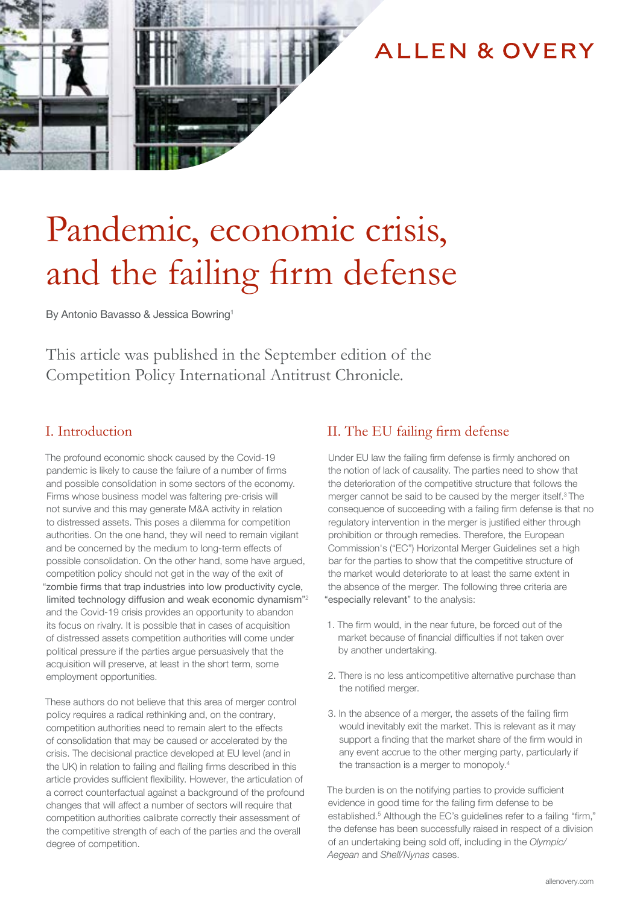ALLEN & OVERY

# Pandemic, economic crisis, and the failing firm defense

By Antonio Bavasso & Jessica Bowring[1]

This article was published in the September edition of the Competition Policy International Antitrust Chronicle.

## I. Introduction

The profound economic shock caused by the Covid-19 pandemic is likely to cause the failure of a number of firms and possible consolidation in some sectors of the economy. Firms whose business model was faltering pre-crisis will not survive and this may generate M&A activity in relation to distressed assets. This poses a dilemma for competition authorities. On the one hand, they will need to remain vigilant and be concerned by the medium to long-term effects of possible consolidation. On the other hand, some have argued, competition policy should not get in the way of the exit of "zombie firms that trap industries into low productivity cycle, limited technology diffusion and weak economic dynamism"[2] and the Covid-19 crisis provides an opportunity to abandon its focus on rivalry. It is possible that in cases of acquisition of distressed assets competition authorities will come under political pressure if the parties argue persuasively that the acquisition will preserve, at least in the short term, some employment opportunities.

These authors do not believe that this area of merger control policy requires a radical rethinking and, on the contrary, competition authorities need to remain alert to the effects of consolidation that may be caused or accelerated by the crisis. The decisional practice developed at EU level (and in the UK) in relation to failing and flailing firms described in this article provides sufficient flexibility. However, the articulation of a correct counterfactual against a background of the profound changes that will affect a number of sectors will require that competition authorities calibrate correctly their assessment of the competitive strength of each of the parties and the overall degree of competition.

## II. The EU failing firm defense

Under EU law the failing firm defense is firmly anchored on the notion of lack of causality. The parties need to show that the deterioration of the competitive structure that follows the merger cannot be said to be caused by the merger itself.[3] The consequence of succeeding with a failing firm defense is that no regulatory intervention in the merger is justified either through prohibition or through remedies. Therefore, the European Commission's ("EC") Horizontal Merger Guidelines set a high bar for the parties to show that the competitive structure of the market would deteriorate to at least the same extent in the absence of the merger. The following three criteria are "especially relevant" to the analysis:

1. The firm would, in the near future, be forced out of the market because of financial difficulties if not taken over by another undertaking.
2. There is no less anticompetitive alternative purchase than the notified merger.
3. In the absence of a merger, the assets of the failing firm would inevitably exit the market. This is relevant as it may support a finding that the market share of the firm would in any event accrue to the other merging party, particularly if the transaction is a merger to monopoly.[4]

The burden is on the notifying parties to provide sufficient evidence in good time for the failing firm defense to be established.[5] Although the EC's guidelines refer to a failing "firm," the defense has been successfully raised in respect of a division of an undertaking being sold off, including in the *Olympic/Aegean* and *Shell/Nynas* cases.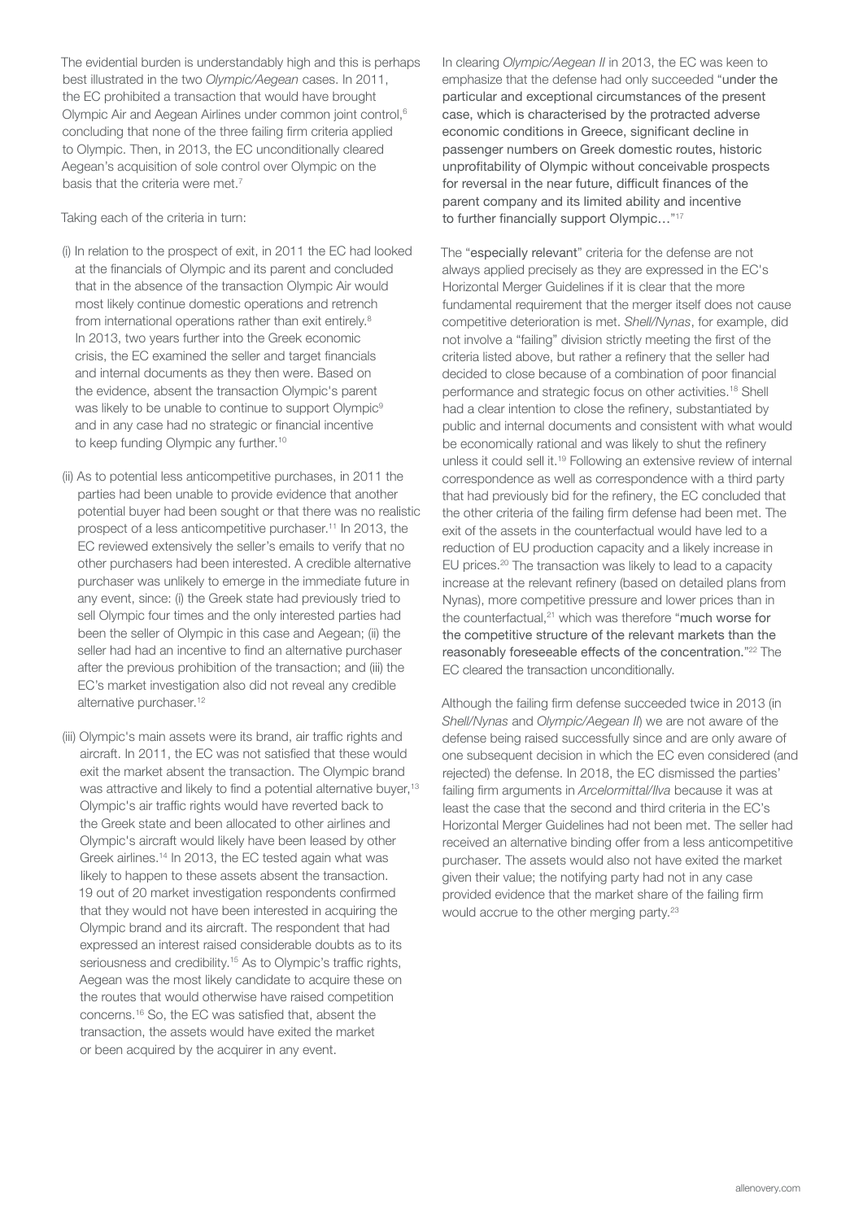The evidential burden is understandably high and this is perhaps best illustrated in the two *Olympic/Aegean* cases. In 2011, the EC prohibited a transaction that would have brought Olympic Air and Aegean Airlines under common joint control,[6] concluding that none of the three failing firm criteria applied to Olympic. Then, in 2013, the EC unconditionally cleared Aegean's acquisition of sole control over Olympic on the basis that the criteria were met.[7]

Taking each of the criteria in turn:

(i) In relation to the prospect of exit, in 2011 the EC had looked at the financials of Olympic and its parent and concluded that in the absence of the transaction Olympic Air would most likely continue domestic operations and retrench from international operations rather than exit entirely.[8] In 2013, two years further into the Greek economic crisis, the EC examined the seller and target financials and internal documents as they then were. Based on the evidence, absent the transaction Olympic's parent was likely to be unable to continue to support Olympic[9] and in any case had no strategic or financial incentive to keep funding Olympic any further.[10]

(ii) As to potential less anticompetitive purchases, in 2011 the parties had been unable to provide evidence that another potential buyer had been sought or that there was no realistic prospect of a less anticompetitive purchaser.[11] In 2013, the EC reviewed extensively the seller's emails to verify that no other purchasers had been interested. A credible alternative purchaser was unlikely to emerge in the immediate future in any event, since: (i) the Greek state had previously tried to sell Olympic four times and the only interested parties had been the seller of Olympic in this case and Aegean; (ii) the seller had had an incentive to find an alternative purchaser after the previous prohibition of the transaction; and (iii) the EC's market investigation also did not reveal any credible alternative purchaser.[12]

(iii) Olympic's main assets were its brand, air traffic rights and aircraft. In 2011, the EC was not satisfied that these would exit the market absent the transaction. The Olympic brand was attractive and likely to find a potential alternative buyer,[13] Olympic's air traffic rights would have reverted back to the Greek state and been allocated to other airlines and Olympic's aircraft would likely have been leased by other Greek airlines.[14] In 2013, the EC tested again what was likely to happen to these assets absent the transaction. 19 out of 20 market investigation respondents confirmed that they would not have been interested in acquiring the Olympic brand and its aircraft. The respondent that had expressed an interest raised considerable doubts as to its seriousness and credibility.[15] As to Olympic's traffic rights, Aegean was the most likely candidate to acquire these on the routes that would otherwise have raised competition concerns.[16] So, the EC was satisfied that, absent the transaction, the assets would have exited the market or been acquired by the acquirer in any event.

In clearing *Olympic/Aegean II* in 2013, the EC was keen to emphasize that the defense had only succeeded "under the particular and exceptional circumstances of the present case, which is characterised by the protracted adverse economic conditions in Greece, significant decline in passenger numbers on Greek domestic routes, historic unprofitability of Olympic without conceivable prospects for reversal in the near future, difficult finances of the parent company and its limited ability and incentive to further financially support Olympic…"[17]

The "especially relevant" criteria for the defense are not always applied precisely as they are expressed in the EC's Horizontal Merger Guidelines if it is clear that the more fundamental requirement that the merger itself does not cause competitive deterioration is met. *Shell/Nynas*, for example, did not involve a "failing" division strictly meeting the first of the criteria listed above, but rather a refinery that the seller had decided to close because of a combination of poor financial performance and strategic focus on other activities.[18] Shell had a clear intention to close the refinery, substantiated by public and internal documents and consistent with what would be economically rational and was likely to shut the refinery unless it could sell it.[19] Following an extensive review of internal correspondence as well as correspondence with a third party that had previously bid for the refinery, the EC concluded that the other criteria of the failing firm defense had been met. The exit of the assets in the counterfactual would have led to a reduction of EU production capacity and a likely increase in EU prices.[20] The transaction was likely to lead to a capacity increase at the relevant refinery (based on detailed plans from Nynas), more competitive pressure and lower prices than in the counterfactual,[21] which was therefore "much worse for the competitive structure of the relevant markets than the reasonably foreseeable effects of the concentration."[22] The EC cleared the transaction unconditionally.

Although the failing firm defense succeeded twice in 2013 (in *Shell/Nynas* and *Olympic/Aegean II*) we are not aware of the defense being raised successfully since and are only aware of one subsequent decision in which the EC even considered (and rejected) the defense. In 2018, the EC dismissed the parties' failing firm arguments in *Arcelormittal/Ilva* because it was at least the case that the second and third criteria in the EC's Horizontal Merger Guidelines had not been met. The seller had received an alternative binding offer from a less anticompetitive purchaser. The assets would also not have exited the market given their value; the notifying party had not in any case provided evidence that the market share of the failing firm would accrue to the other merging party.[23]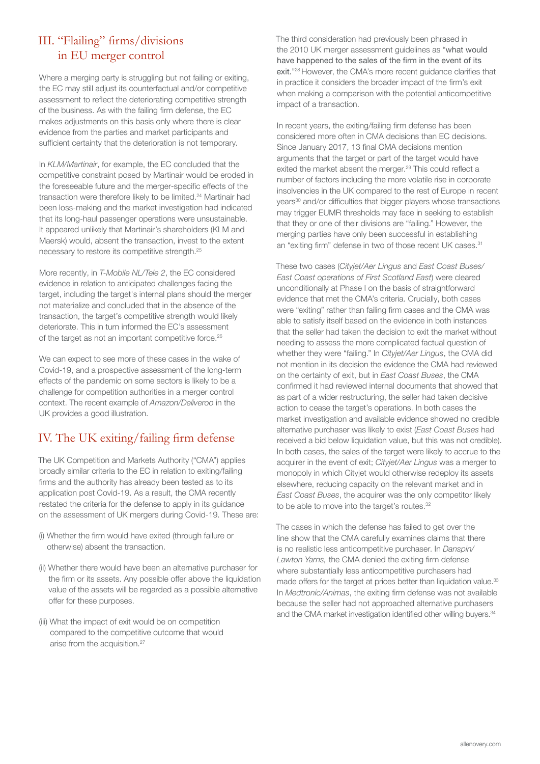## III. "Flailing" firms/divisions in EU merger control

Where a merging party is struggling but not failing or exiting, the EC may still adjust its counterfactual and/or competitive assessment to reflect the deteriorating competitive strength of the business. As with the failing firm defense, the EC makes adjustments on this basis only where there is clear evidence from the parties and market participants and sufficient certainty that the deterioration is not temporary.

In *KLM/Martinair*, for example, the EC concluded that the competitive constraint posed by Martinair would be eroded in the foreseeable future and the merger-specific effects of the transaction were therefore likely to be limited.[24] Martinair had been loss-making and the market investigation had indicated that its long-haul passenger operations were unsustainable. It appeared unlikely that Martinair's shareholders (KLM and Maersk) would, absent the transaction, invest to the extent necessary to restore its competitive strength.[25]

More recently, in *T-Mobile NL/Tele 2*, the EC considered evidence in relation to anticipated challenges facing the target, including the target's internal plans should the merger not materialize and concluded that in the absence of the transaction, the target's competitive strength would likely deteriorate. This in turn informed the EC's assessment of the target as not an important competitive force.[26]

We can expect to see more of these cases in the wake of Covid-19, and a prospective assessment of the long-term effects of the pandemic on some sectors is likely to be a challenge for competition authorities in a merger control context. The recent example of *Amazon/Deliveroo* in the UK provides a good illustration.

## IV. The UK exiting/failing firm defense

The UK Competition and Markets Authority ("CMA") applies broadly similar criteria to the EC in relation to exiting/failing firms and the authority has already been tested as to its application post Covid-19. As a result, the CMA recently restated the criteria for the defense to apply in its guidance on the assessment of UK mergers during Covid-19. These are:

(i) Whether the firm would have exited (through failure or otherwise) absent the transaction.

(ii) Whether there would have been an alternative purchaser for the firm or its assets. Any possible offer above the liquidation value of the assets will be regarded as a possible alternative offer for these purposes.

(iii) What the impact of exit would be on competition compared to the competitive outcome that would arise from the acquisition.[27]

The third consideration had previously been phrased in the 2010 UK merger assessment guidelines as "what would have happened to the sales of the firm in the event of its exit."[28] However, the CMA's more recent guidance clarifies that in practice it considers the broader impact of the firm's exit when making a comparison with the potential anticompetitive impact of a transaction.

In recent years, the exiting/failing firm defense has been considered more often in CMA decisions than EC decisions. Since January 2017, 13 final CMA decisions mention arguments that the target or part of the target would have exited the market absent the merger.[29] This could reflect a number of factors including the more volatile rise in corporate insolvencies in the UK compared to the rest of Europe in recent years[30] and/or difficulties that bigger players whose transactions may trigger EUMR thresholds may face in seeking to establish that they or one of their divisions are "failing." However, the merging parties have only been successful in establishing an "exiting firm" defense in two of those recent UK cases.[31]

These two cases (*Cityjet/Aer Lingus* and *East Coast Buses/East Coast operations of First Scotland East*) were cleared unconditionally at Phase I on the basis of straightforward evidence that met the CMA's criteria. Crucially, both cases were "exiting" rather than failing firm cases and the CMA was able to satisfy itself based on the evidence in both instances that the seller had taken the decision to exit the market without needing to assess the more complicated factual question of whether they were "failing." In *Cityjet/Aer Lingus*, the CMA did not mention in its decision the evidence the CMA had reviewed on the certainty of exit, but in *East Coast Buses*, the CMA confirmed it had reviewed internal documents that showed that as part of a wider restructuring, the seller had taken decisive action to cease the target's operations. In both cases the market investigation and available evidence showed no credible alternative purchaser was likely to exist (*East Coast Buses* had received a bid below liquidation value, but this was not credible). In both cases, the sales of the target were likely to accrue to the acquirer in the event of exit; *Cityjet/Aer Lingus* was a merger to monopoly in which Cityjet would otherwise redeploy its assets elsewhere, reducing capacity on the relevant market and in *East Coast Buses*, the acquirer was the only competitor likely to be able to move into the target's routes.[32]

The cases in which the defense has failed to get over the line show that the CMA carefully examines claims that there is no realistic less anticompetitive purchaser. In *Danspin/Lawton Yarns,* the CMA denied the exiting firm defense where substantially less anticompetitive purchasers had made offers for the target at prices better than liquidation value.[33] In *Medtronic/Animas*, the exiting firm defense was not available because the seller had not approached alternative purchasers and the CMA market investigation identified other willing buyers.[34]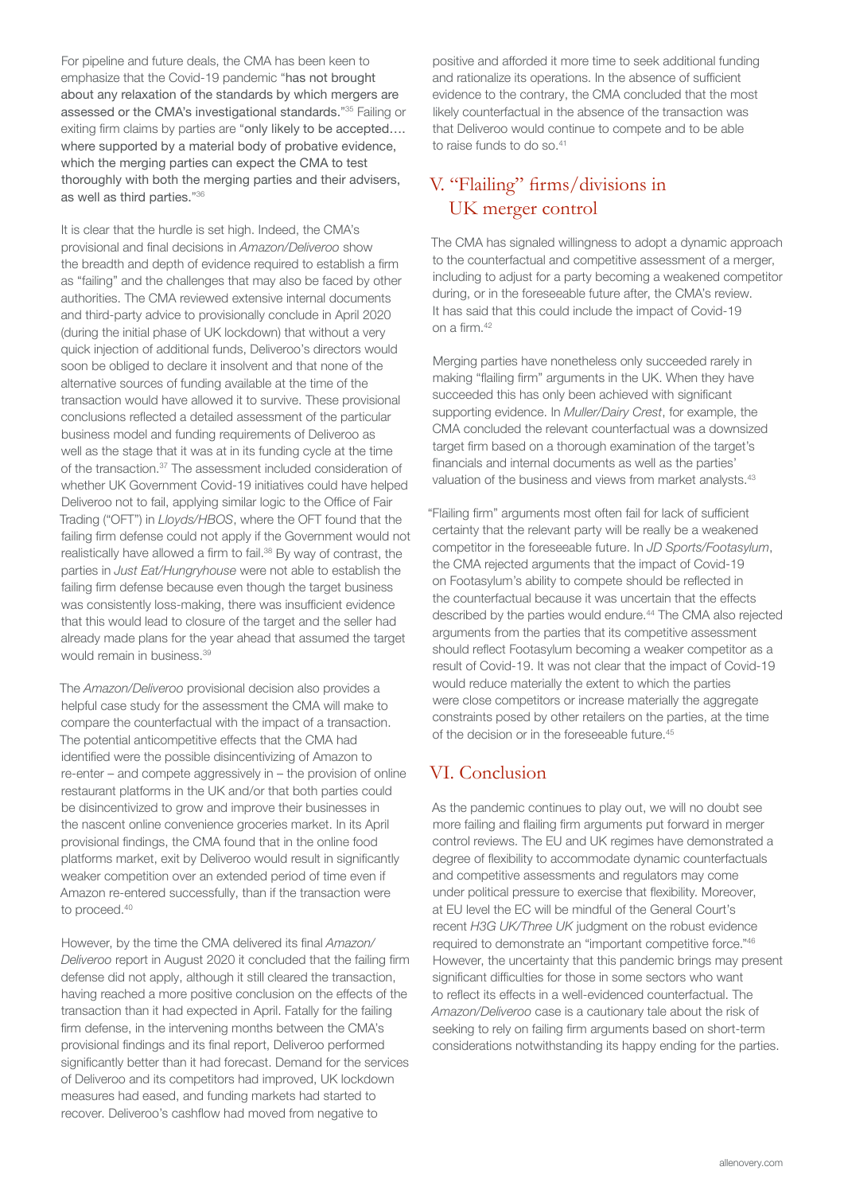For pipeline and future deals, the CMA has been keen to emphasize that the Covid-19 pandemic "has not brought about any relaxation of the standards by which mergers are assessed or the CMA's investigational standards."[35] Failing or exiting firm claims by parties are "only likely to be accepted…. where supported by a material body of probative evidence, which the merging parties can expect the CMA to test thoroughly with both the merging parties and their advisers, as well as third parties."[36]

It is clear that the hurdle is set high. Indeed, the CMA's provisional and final decisions in *Amazon/Deliveroo* show the breadth and depth of evidence required to establish a firm as "failing" and the challenges that may also be faced by other authorities. The CMA reviewed extensive internal documents and third-party advice to provisionally conclude in April 2020 (during the initial phase of UK lockdown) that without a very quick injection of additional funds, Deliveroo's directors would soon be obliged to declare it insolvent and that none of the alternative sources of funding available at the time of the transaction would have allowed it to survive. These provisional conclusions reflected a detailed assessment of the particular business model and funding requirements of Deliveroo as well as the stage that it was at in its funding cycle at the time of the transaction.[37] The assessment included consideration of whether UK Government Covid-19 initiatives could have helped Deliveroo not to fail, applying similar logic to the Office of Fair Trading ("OFT") in *Lloyds/HBOS*, where the OFT found that the failing firm defense could not apply if the Government would not realistically have allowed a firm to fail.[38] By way of contrast, the parties in *Just Eat/Hungryhouse* were not able to establish the failing firm defense because even though the target business was consistently loss-making, there was insufficient evidence that this would lead to closure of the target and the seller had already made plans for the year ahead that assumed the target would remain in business.[39]

The *Amazon/Deliveroo* provisional decision also provides a helpful case study for the assessment the CMA will make to compare the counterfactual with the impact of a transaction. The potential anticompetitive effects that the CMA had identified were the possible disincentivizing of Amazon to re-enter – and compete aggressively in – the provision of online restaurant platforms in the UK and/or that both parties could be disincentivized to grow and improve their businesses in the nascent online convenience groceries market. In its April provisional findings, the CMA found that in the online food platforms market, exit by Deliveroo would result in significantly weaker competition over an extended period of time even if Amazon re-entered successfully, than if the transaction were to proceed.[40]

However, by the time the CMA delivered its final *Amazon/Deliveroo* report in August 2020 it concluded that the failing firm defense did not apply, although it still cleared the transaction, having reached a more positive conclusion on the effects of the transaction than it had expected in April. Fatally for the failing firm defense, in the intervening months between the CMA's provisional findings and its final report, Deliveroo performed significantly better than it had forecast. Demand for the services of Deliveroo and its competitors had improved, UK lockdown measures had eased, and funding markets had started to recover. Deliveroo's cashflow had moved from negative to positive and afforded it more time to seek additional funding and rationalize its operations. In the absence of sufficient evidence to the contrary, the CMA concluded that the most likely counterfactual in the absence of the transaction was that Deliveroo would continue to compete and to be able to raise funds to do so.[41]

## V. "Flailing" firms/divisions in UK merger control

The CMA has signaled willingness to adopt a dynamic approach to the counterfactual and competitive assessment of a merger, including to adjust for a party becoming a weakened competitor during, or in the foreseeable future after, the CMA's review. It has said that this could include the impact of Covid-19 on a firm.[42]

Merging parties have nonetheless only succeeded rarely in making "flailing firm" arguments in the UK. When they have succeeded this has only been achieved with significant supporting evidence. In *Muller/Dairy Crest*, for example, the CMA concluded the relevant counterfactual was a downsized target firm based on a thorough examination of the target's financials and internal documents as well as the parties' valuation of the business and views from market analysts.[43]

"Flailing firm" arguments most often fail for lack of sufficient certainty that the relevant party will be really be a weakened competitor in the foreseeable future. In *JD Sports/Footasylum*, the CMA rejected arguments that the impact of Covid-19 on Footasylum's ability to compete should be reflected in the counterfactual because it was uncertain that the effects described by the parties would endure.[44] The CMA also rejected arguments from the parties that its competitive assessment should reflect Footasylum becoming a weaker competitor as a result of Covid-19. It was not clear that the impact of Covid-19 would reduce materially the extent to which the parties were close competitors or increase materially the aggregate constraints posed by other retailers on the parties, at the time of the decision or in the foreseeable future.[45]

## VI. Conclusion

As the pandemic continues to play out, we will no doubt see more failing and flailing firm arguments put forward in merger control reviews. The EU and UK regimes have demonstrated a degree of flexibility to accommodate dynamic counterfactuals and competitive assessments and regulators may come under political pressure to exercise that flexibility. Moreover, at EU level the EC will be mindful of the General Court's recent *H3G UK/Three UK* judgment on the robust evidence required to demonstrate an "important competitive force."[46] However, the uncertainty that this pandemic brings may present significant difficulties for those in some sectors who want to reflect its effects in a well-evidenced counterfactual. The *Amazon/Deliveroo* case is a cautionary tale about the risk of seeking to rely on failing firm arguments based on short-term considerations notwithstanding its happy ending for the parties.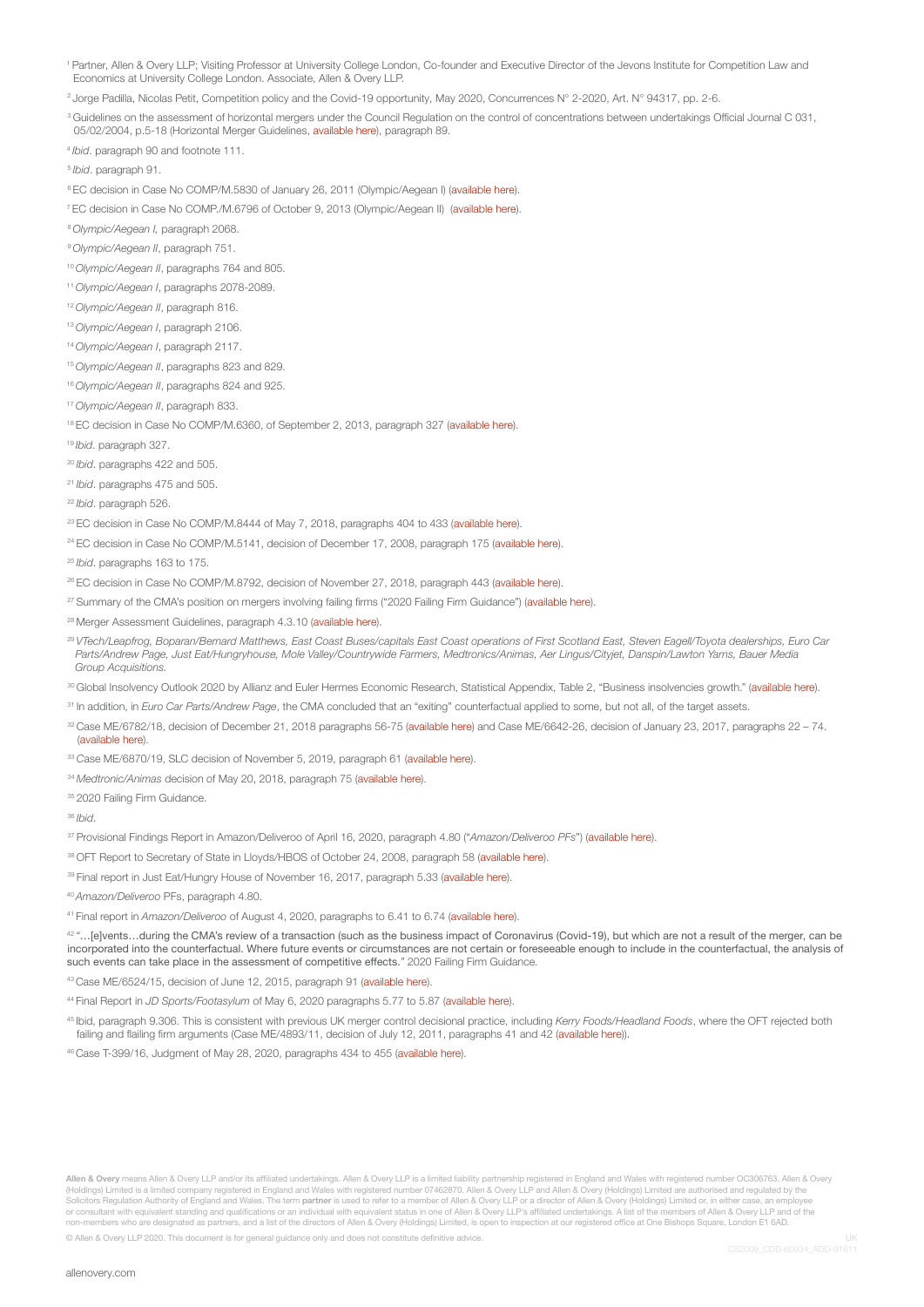[1] Partner, Allen & Overy LLP; Visiting Professor at University College London, Co-founder and Executive Director of the Jevons Institute for Competition Law and Economics at University College London. Associate, Allen & Overy LLP.

[2] Jorge Padilla, Nicolas Petit, Competition policy and the Covid-19 opportunity, May 2020, Concurrences N° 2-2020, Art. N° 94317, pp. 2-6.

[3] Guidelines on the assessment of horizontal mergers under the Council Regulation on the control of concentrations between undertakings Official Journal C 031, 05/02/2004, p.5-18 (Horizontal Merger Guidelines, available here), paragraph 89.

[4] *Ibid*. paragraph 90 and footnote 111.

[5] *Ibid*. paragraph 91.

[6] EC decision in Case No COMP/M.5830 of January 26, 2011 (Olympic/Aegean I) (available here).

[7] EC decision in Case No COMP./M.6796 of October 9, 2013 (Olympic/Aegean II) (available here).

[8] *Olympic/Aegean I,* paragraph 2068.

[9] *Olympic/Aegean II*, paragraph 751.

[10] *Olympic/Aegean II*, paragraphs 764 and 805.

[11] *Olympic/Aegean I*, paragraphs 2078-2089.

[12] *Olympic/Aegean II*, paragraph 816.

[13] *Olympic/Aegean I*, paragraph 2106.

[14] *Olympic/Aegean I*, paragraph 2117.

[15] *Olympic/Aegean II*, paragraphs 823 and 829.

[16] *Olympic/Aegean II*, paragraphs 824 and 925.

[17] *Olympic/Aegean II*, paragraph 833.

[18] EC decision in Case No COMP/M.6360, of September 2, 2013, paragraph 327 (available here).

[19] *Ibid*. paragraph 327.

[20] *Ibid*. paragraphs 422 and 505.

[21] *Ibid*. paragraphs 475 and 505.

[22] *Ibid*. paragraph 526.

[23] EC decision in Case No COMP/M.8444 of May 7, 2018, paragraphs 404 to 433 (available here).

[24] EC decision in Case No COMP/M.5141, decision of December 17, 2008, paragraph 175 (available here).

[25] *Ibid*. paragraphs 163 to 175.

[26] EC decision in Case No COMP/M.8792, decision of November 27, 2018, paragraph 443 (available here).

[27] Summary of the CMA's position on mergers involving failing firms ("2020 Failing Firm Guidance") (available here).

[28] Merger Assessment Guidelines, paragraph 4.3.10 (available here).

[29] *VTech/Leapfrog, Boparan/Bernard Matthews, East Coast Buses/capitals East Coast operations of First Scotland East, Steven Eagell/Toyota dealerships, Euro Car Parts/Andrew Page, Just Eat/Hungryhouse, Mole Valley/Countrywide Farmers, Medtronics/Animas, Aer Lingus/Cityjet, Danspin/Lawton Yarns, Bauer Media Group Acquisitions.*

[30] Global Insolvency Outlook 2020 by Allianz and Euler Hermes Economic Research, Statistical Appendix, Table 2, "Business insolvencies growth." (available here).

[31] In addition, in *Euro Car Parts/Andrew Page*, the CMA concluded that an "exiting" counterfactual applied to some, but not all, of the target assets.

[32] Case ME/6782/18, decision of December 21, 2018 paragraphs 56-75 (available here) and Case ME/6642-26, decision of January 23, 2017, paragraphs 22 – 74. (available here).

[33] Case ME/6870/19, SLC decision of November 5, 2019, paragraph 61 (available here).

[34] *Medtronic/Animas* decision of May 20, 2018, paragraph 75 (available here).

[35] 2020 Failing Firm Guidance.

[36] *Ibid*.

[37] Provisional Findings Report in Amazon/Deliveroo of April 16, 2020, paragraph 4.80 ("*Amazon/Deliveroo PFs*") (available here).

[38] OFT Report to Secretary of State in Lloyds/HBOS of October 24, 2008, paragraph 58 (available here).

[39] Final report in Just Eat/Hungry House of November 16, 2017, paragraph 5.33 (available here).

[40] *Amazon/Deliveroo* PFs, paragraph 4.80.

[41] Final report in *Amazon/Deliveroo* of August 4, 2020, paragraphs to 6.41 to 6.74 (available here).

[42] "…[e]vents…during the CMA's review of a transaction (such as the business impact of Coronavirus (Covid-19), but which are not a result of the merger, can be incorporated into the counterfactual. Where future events or circumstances are not certain or foreseeable enough to include in the counterfactual, the analysis of such events can take place in the assessment of competitive effects." 2020 Failing Firm Guidance.

[43] Case ME/6524/15, decision of June 12, 2015, paragraph 91 (available here).

[44] Final Report in *JD Sports/Footasylum* of May 6, 2020 paragraphs 5.77 to 5.87 (available here).

[45] Ibid, paragraph 9.306. This is consistent with previous UK merger control decisional practice, including *Kerry Foods/Headland Foods*, where the OFT rejected both failing and flailing firm arguments (Case ME/4893/11, decision of July 12, 2011, paragraphs 41 and 42 (available here)).

[46] Case T-399/16, Judgment of May 28, 2020, paragraphs 434 to 455 (available here).

**Allen & Overy** means Allen & Overy LLP and/or its affiliated undertakings. Allen & Overy LLP is a limited liability partnership registered in England and Wales with registered number OC306763. Allen & Overy (Holdings) Limited is a limited company registered in England and Wales with registered number 07462870. Allen & Overy LLP and Allen & Overy (Holdings) Limited are authorised and regulated by the Solicitors Regulation Authority of England and Wales. The term **partner** is used to refer to a member of Allen & Overy LLP or a director of Allen & Overy (Holdings) Limited or, in either case, an employee or consultant with equivalent standing and qualifications or an individual with equivalent status in one of Allen & Overy LLP's affiliated undertakings. A list of the members of Allen & Overy LLP and of the non-members who are designated as partners, and a list of the directors of Allen & Overy (Holdings) Limited, is open to inspection at our registered office at One Bishops Square, London E1 6AD.

© Allen & Overy LLP 2020. This document is for general guidance only and does not constitute definitive advice.

UK
CS2009_CDD-60934_ADD-91611

allenovery.com